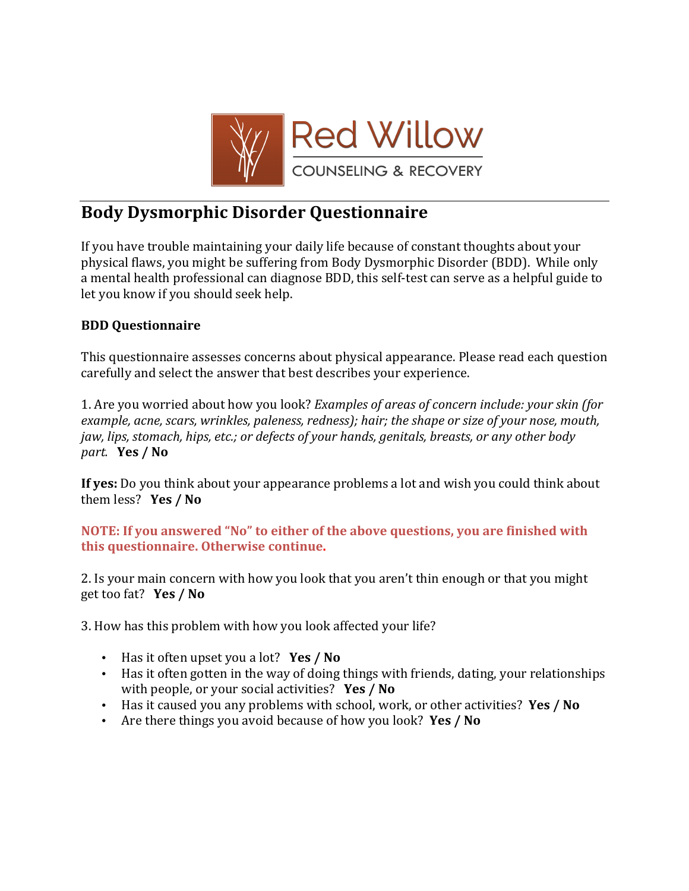Red Willow
COUNSELING & RECOVERY

# Body Dysmorphic Disorder Questionnaire

If you have trouble maintaining your daily life because of constant thoughts about your physical flaws, you might be suffering from Body Dysmorphic Disorder (BDD). While only a mental health professional can diagnose BDD, this self-test can serve as a helpful guide to let you know if you should seek help.

**BDD Questionnaire**

This questionnaire assesses concerns about physical appearance. Please read each question carefully and select the answer that best describes your experience.

1. Are you worried about how you look? *Examples of areas of concern include: your skin (for example, acne, scars, wrinkles, paleness, redness); hair; the shape or size of your nose, mouth, jaw, lips, stomach, hips, etc.; or defects of your hands, genitals, breasts, or any other body part.* **Yes / No**

**If yes:** Do you think about your appearance problems a lot and wish you could think about them less? **Yes / No**

**NOTE: If you answered "No" to either of the above questions, you are finished with this questionnaire. Otherwise continue.**

2. Is your main concern with how you look that you aren't thin enough or that you might get too fat? **Yes / No**

3. How has this problem with how you look affected your life?

- Has it often upset you a lot? **Yes / No**
- Has it often gotten in the way of doing things with friends, dating, your relationships with people, or your social activities? **Yes / No**
- Has it caused you any problems with school, work, or other activities? **Yes / No**
- Are there things you avoid because of how you look? **Yes / No**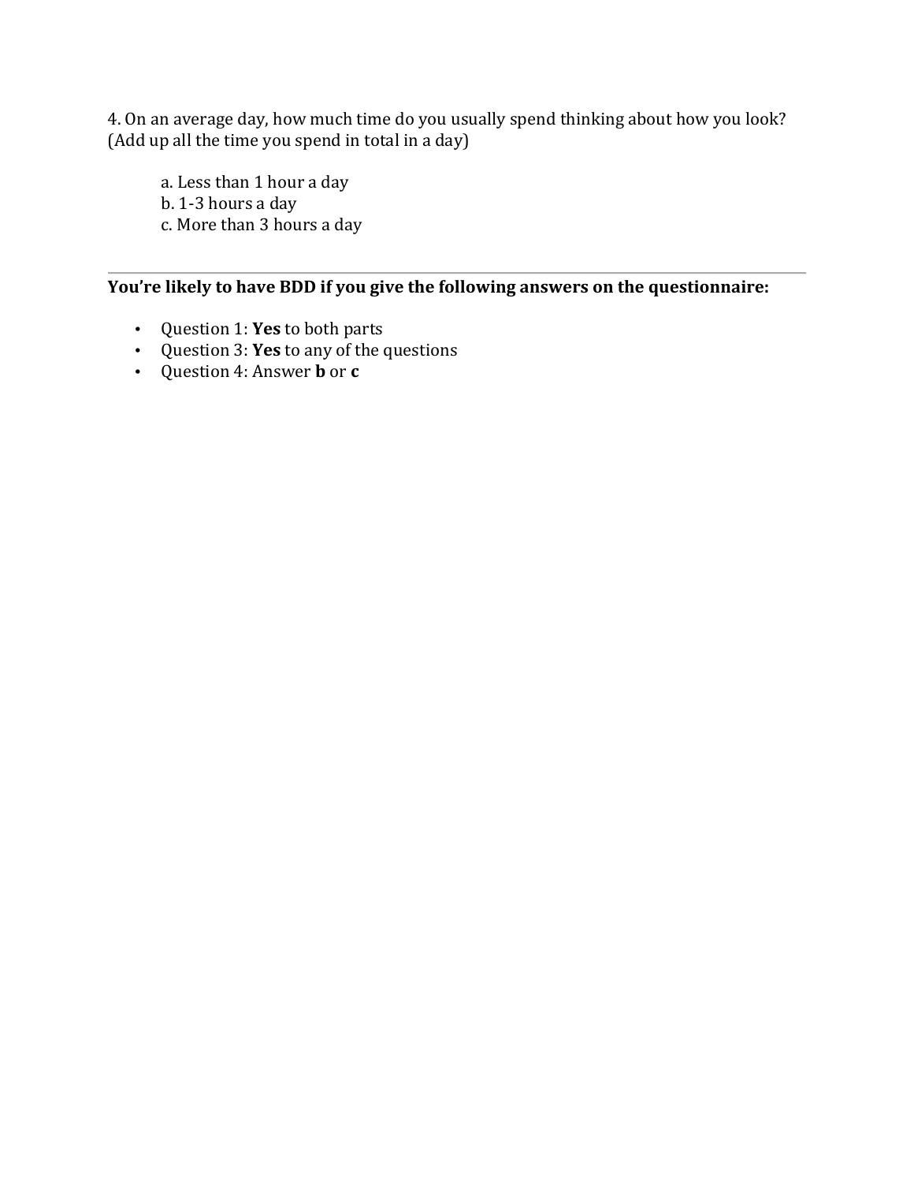4. On an average day, how much time do you usually spend thinking about how you look? (Add up all the time you spend in total in a day)

a. Less than 1 hour a day
b. 1-3 hours a day
c. More than 3 hours a day

---

**You're likely to have BDD if you give the following answers on the questionnaire:**

- Question 1: **Yes** to both parts
- Question 3: **Yes** to any of the questions
- Question 4: Answer **b** or **c**